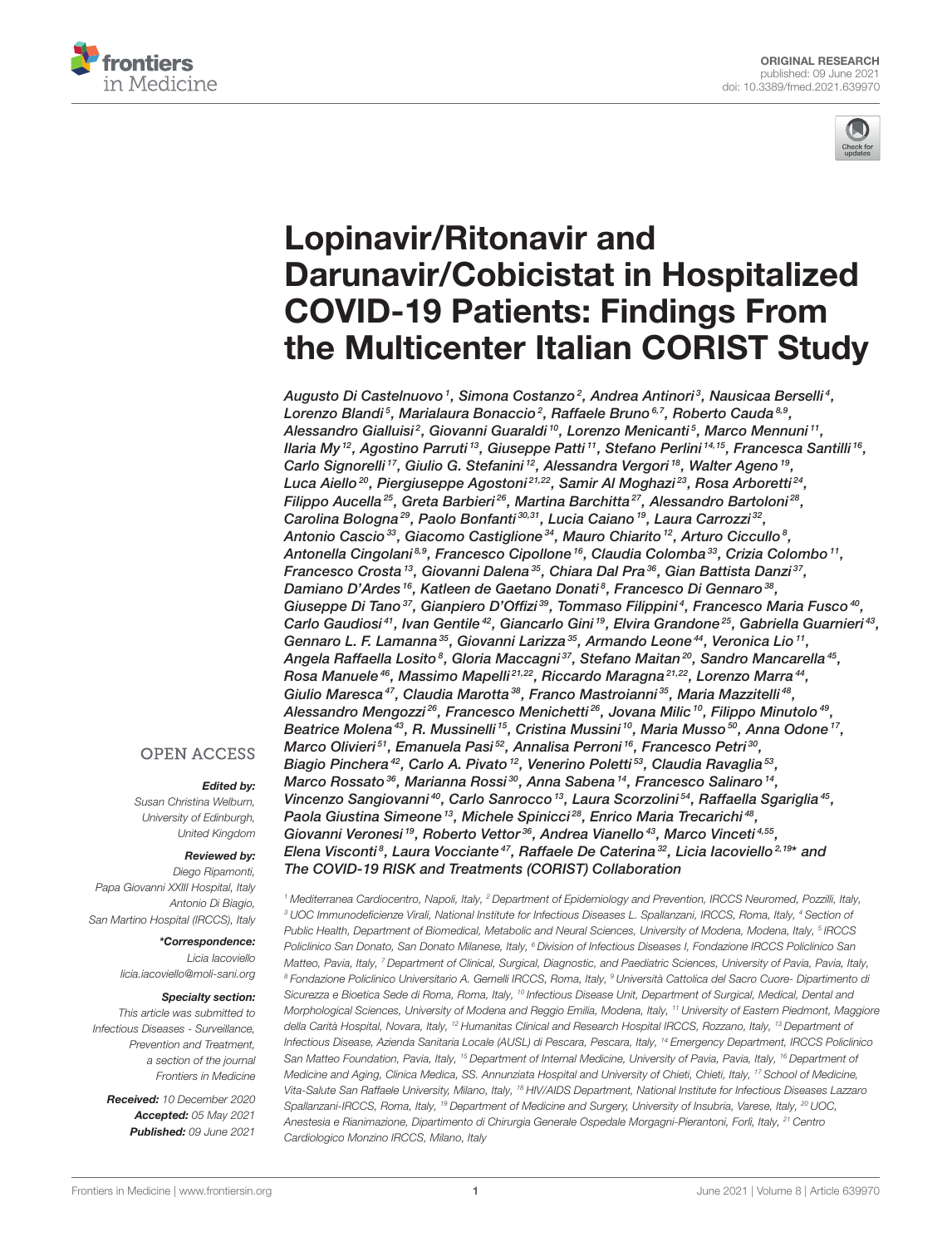ORIGINAL RESEARCH
published: 09 June 2021
doi: 10.3389/fmed.2021.639970

# Lopinavir/Ritonavir and Darunavir/Cobicistat in Hospitalized COVID-19 Patients: Findings From the Multicenter Italian CORIST Study

*Augusto Di Castelnuovo[1], Simona Costanzo[2], Andrea Antinori[3], Nausicaa Berselli[4], Lorenzo Blandi[5], Marialaura Bonaccio[2], Raffaele Bruno[6,7], Roberto Cauda[8,9], Alessandro Gialluisi[2], Giovanni Guaraldi[10], Lorenzo Menicanti[5], Marco Mennuni[11], Ilaria My[12], Agostino Parruti[13], Giuseppe Patti[11], Stefano Perlini[14,15], Francesca Santilli[16], Carlo Signorelli[17], Giulio G. Stefanini[12], Alessandra Vergori[18], Walter Ageno[19], Luca Aiello[20], Piergiuseppe Agostoni[21,22], Samir Al Moghazi[23], Rosa Arboretti[24], Filippo Aucella[25], Greta Barbieri[26], Martina Barchitta[27], Alessandro Bartoloni[28], Carolina Bologna[29], Paolo Bonfanti[30,31], Lucia Caiano[19], Laura Carrozzi[32], Antonio Cascio[33], Giacomo Castiglione[34], Mauro Chiarito[12], Arturo Ciccullo[8], Antonella Cingolani[8,9], Francesco Cipollone[16], Claudia Colomba[33], Crizia Colombo[11], Francesco Crosta[13], Giovanni Dalena[35], Chiara Dal Pra[36], Gian Battista Danzi[37], Damiano D'Ardes[16], Katleen de Gaetano Donati[8], Francesco Di Gennaro[38], Giuseppe Di Tano[37], Gianpiero D'Offizi[39], Tommaso Filippini[4], Francesco Maria Fusco[40], Carlo Gaudiosi[41], Ivan Gentile[42], Giancarlo Gini[19], Elvira Grandone[25], Gabriella Guarnieri[43], Gennaro L. F. Lamanna[35], Giovanni Larizza[35], Armando Leone[44], Veronica Lio[11], Angela Raffaella Losito[8], Gloria Maccagni[37], Stefano Maitan[20], Sandro Mancarella[45], Rosa Manuele[46], Massimo Mapelli[21,22], Riccardo Maragna[21,22], Lorenzo Marra[44], Giulio Maresca[47], Claudia Marotta[38], Franco Mastroianni[35], Maria Mazzitelli[48], Alessandro Mengozzi[26], Francesco Menichetti[26], Jovana Milic[10], Filippo Minutolo[49], Beatrice Molena[43], R. Mussinelli[15], Cristina Mussini[10], Maria Musso[50], Anna Odone[17], Marco Olivieri[51], Emanuela Pasi[52], Annalisa Perroni[16], Francesco Petri[30], Biagio Pinchera[42], Carlo A. Pivato[12], Venerino Poletti[53], Claudia Ravaglia[53], Marco Rossato[36], Marianna Rossi[30], Anna Sabena[14], Francesco Salinaro[14], Vincenzo Sangiovanni[40], Carlo Sanrocco[13], Laura Scorzolini[54], Raffaella Sgariglia[45], Paola Giustina Simeone[13], Michele Spinicci[28], Enrico Maria Trecarichi[48], Giovanni Veronesi[19], Roberto Vettor[36], Andrea Vianello[43], Marco Vinceti[4,55], Elena Visconti[8], Laura Vocciante[47], Raffaele De Caterina[32], Licia Iacoviello[2,19]\* and The COVID-19 RISK and Treatments (CORIST) Collaboration*

[1] Mediterranea Cardiocentro, Napoli, Italy, [2] Department of Epidemiology and Prevention, IRCCS Neuromed, Pozzilli, Italy, [3] UOC Immunodeficienze Virali, National Institute for Infectious Diseases L. Spallanzani, IRCCS, Roma, Italy, [4] Section of Public Health, Department of Biomedical, Metabolic and Neural Sciences, University of Modena, Modena, Italy, [5] IRCCS Policlinico San Donato, San Donato Milanese, Italy, [6] Division of Infectious Diseases I, Fondazione IRCCS Policlinico San Matteo, Pavia, Italy, [7] Department of Clinical, Surgical, Diagnostic, and Paediatric Sciences, University of Pavia, Pavia, Italy, [8] Fondazione Policlinico Universitario A. Gemelli IRCCS, Roma, Italy, [9] Università Cattolica del Sacro Cuore- Dipartimento di Sicurezza e Bioetica Sede di Roma, Roma, Italy, [10] Infectious Disease Unit, Department of Surgical, Medical, Dental and Morphological Sciences, University of Modena and Reggio Emilia, Modena, Italy, [11] University of Eastern Piedmont, Maggiore della Carità Hospital, Novara, Italy, [12] Humanitas Clinical and Research Hospital IRCCS, Rozzano, Italy, [13] Department of Infectious Disease, Azienda Sanitaria Locale (AUSL) di Pescara, Pescara, Italy, [14] Emergency Department, IRCCS Policlinico San Matteo Foundation, Pavia, Italy, [15] Department of Internal Medicine, University of Pavia, Pavia, Italy, [16] Department of Medicine and Aging, Clinica Medica, SS. Annunziata Hospital and University of Chieti, Chieti, Italy, [17] School of Medicine, Vita-Salute San Raffaele University, Milano, Italy, [18] HIV/AIDS Department, National Institute for Infectious Diseases Lazzaro Spallanzani-IRCCS, Roma, Italy, [19] Department of Medicine and Surgery, University of Insubria, Varese, Italy, [20] UOC, Anestesia e Rianimazione, Dipartimento di Chirurgia Generale Ospedale Morgagni-Pierantoni, Forlì, Italy, [21] Centro Cardiologico Monzino IRCCS, Milano, Italy

OPEN ACCESS

**Edited by:**
Susan Christina Welburn,
University of Edinburgh,
United Kingdom

**Reviewed by:**
Diego Ripamonti,
Papa Giovanni XXIII Hospital, Italy
Antonio Di Biagio,
San Martino Hospital (IRCCS), Italy

**\*Correspondence:**
Licia Iacoviello
licia.iacoviello@moli-sani.org

**Specialty section:**
This article was submitted to
Infectious Diseases - Surveillance,
Prevention and Treatment,
a section of the journal
Frontiers in Medicine

**Received:** 10 December 2020
**Accepted:** 05 May 2021
**Published:** 09 June 2021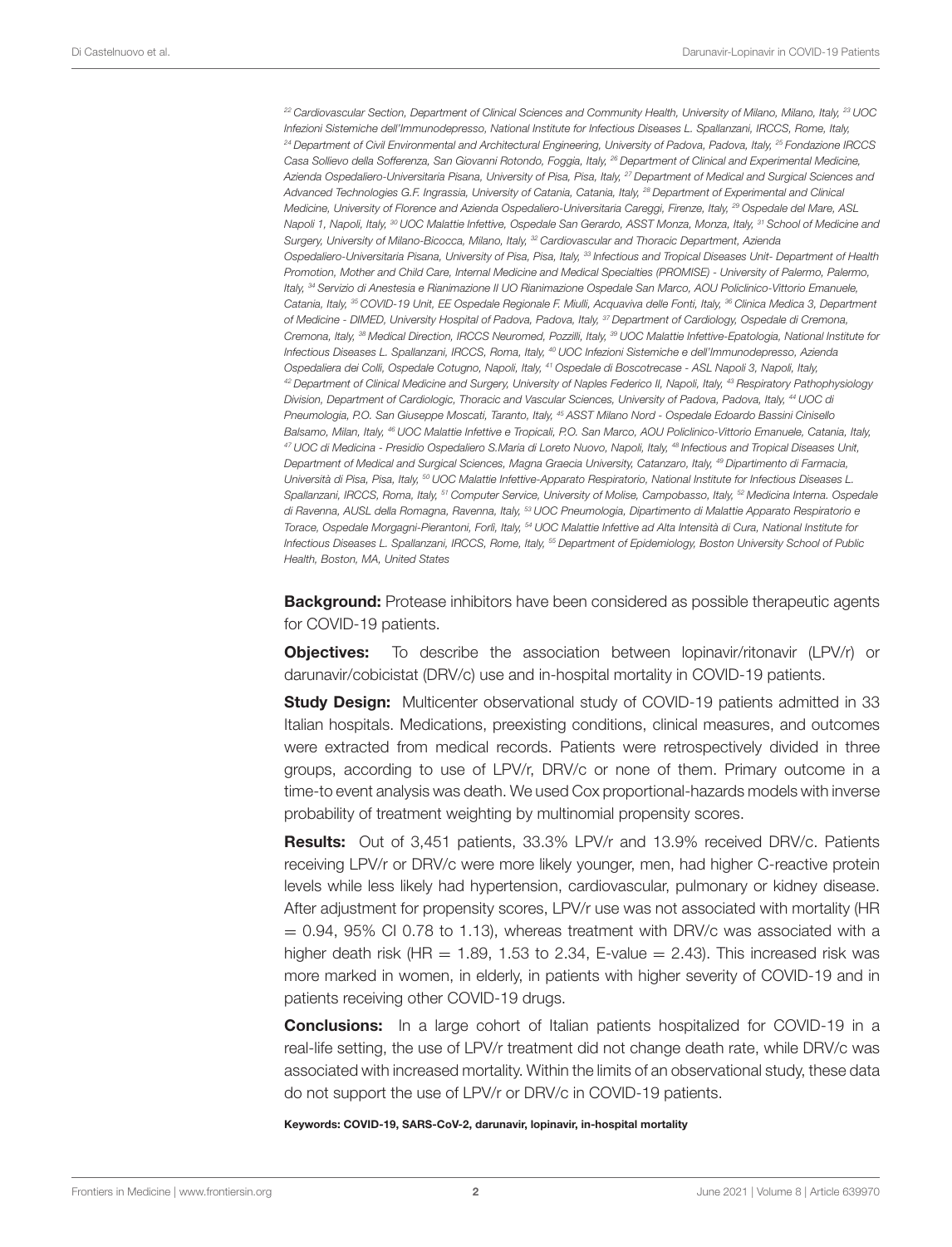[22] Cardiovascular Section, Department of Clinical Sciences and Community Health, University of Milano, Milano, Italy, [23] UOC Infezioni Sistemiche dell'Immunodepresso, National Institute for Infectious Diseases L. Spallanzani, IRCCS, Rome, Italy, [24] Department of Civil Environmental and Architectural Engineering, University of Padova, Padova, Italy, [25] Fondazione IRCCS Casa Sollievo della Sofferenza, San Giovanni Rotondo, Foggia, Italy, [26] Department of Clinical and Experimental Medicine, Azienda Ospedaliero-Universitaria Pisana, University of Pisa, Pisa, Italy, [27] Department of Medical and Surgical Sciences and Advanced Technologies G.F. Ingrassia, University of Catania, Catania, Italy, [28] Department of Experimental and Clinical Medicine, University of Florence and Azienda Ospedaliero-Universitaria Careggi, Firenze, Italy, [29] Ospedale del Mare, ASL Napoli 1, Napoli, Italy, [30] UOC Malattie Infettive, Ospedale San Gerardo, ASST Monza, Monza, Italy, [31] School of Medicine and Surgery, University of Milano-Bicocca, Milano, Italy, [32] Cardiovascular and Thoracic Department, Azienda Ospedaliero-Universitaria Pisana, University of Pisa, Pisa, Italy, [33] Infectious and Tropical Diseases Unit- Department of Health Promotion, Mother and Child Care, Internal Medicine and Medical Specialties (PROMISE) - University of Palermo, Palermo, Italy, [34] Servizio di Anestesia e Rianimazione II UO Rianimazione Ospedale San Marco, AOU Policlinico-Vittorio Emanuele, Catania, Italy, [35] COVID-19 Unit, EE Ospedale Regionale F. Miulli, Acquaviva delle Fonti, Italy, [36] Clinica Medica 3, Department of Medicine - DIMED, University Hospital of Padova, Padova, Italy, [37] Department of Cardiology, Ospedale di Cremona, Cremona, Italy, [38] Medical Direction, IRCCS Neuromed, Pozzilli, Italy, [39] UOC Malattie Infettive-Epatologia, National Institute for Infectious Diseases L. Spallanzani, IRCCS, Roma, Italy, [40] UOC Infezioni Sistemiche e dell'Immunodepresso, Azienda Ospedaliera dei Colli, Ospedale Cotugno, Napoli, Italy, [41] Ospedale di Boscotrecase - ASL Napoli 3, Napoli, Italy, [42] Department of Clinical Medicine and Surgery, University of Naples Federico II, Napoli, Italy, [43] Respiratory Pathophysiology Division, Department of Cardiologic, Thoracic and Vascular Sciences, University of Padova, Padova, Italy, [44] UOC di Pneumologia, P.O. San Giuseppe Moscati, Taranto, Italy, [45] ASST Milano Nord - Ospedale Edoardo Bassini Cinisello Balsamo, Milan, Italy, [46] UOC Malattie Infettive e Tropicali, P.O. San Marco, AOU Policlinico-Vittorio Emanuele, Catania, Italy, [47] UOC di Medicina - Presidio Ospedaliero S.Maria di Loreto Nuovo, Napoli, Italy, [48] Infectious and Tropical Diseases Unit, Department of Medical and Surgical Sciences, Magna Graecia University, Catanzaro, Italy, [49] Dipartimento di Farmacia, Università di Pisa, Pisa, Italy, [50] UOC Malattie Infettive-Apparato Respiratorio, National Institute for Infectious Diseases L. Spallanzani, IRCCS, Roma, Italy, [51] Computer Service, University of Molise, Campobasso, Italy, [52] Medicina Interna. Ospedale di Ravenna, AUSL della Romagna, Ravenna, Italy, [53] UOC Pneumologia, Dipartimento di Malattie Apparato Respiratorio e Torace, Ospedale Morgagni-Pierantoni, Forlì, Italy, [54] UOC Malattie Infettive ad Alta Intensità di Cura, National Institute for Infectious Diseases L. Spallanzani, IRCCS, Rome, Italy, [55] Department of Epidemiology, Boston University School of Public Health, Boston, MA, United States

**Background:** Protease inhibitors have been considered as possible therapeutic agents for COVID-19 patients.

**Objectives:** To describe the association between lopinavir/ritonavir (LPV/r) or darunavir/cobicistat (DRV/c) use and in-hospital mortality in COVID-19 patients.

**Study Design:** Multicenter observational study of COVID-19 patients admitted in 33 Italian hospitals. Medications, preexisting conditions, clinical measures, and outcomes were extracted from medical records. Patients were retrospectively divided in three groups, according to use of LPV/r, DRV/c or none of them. Primary outcome in a time-to event analysis was death. We used Cox proportional-hazards models with inverse probability of treatment weighting by multinomial propensity scores.

**Results:** Out of 3,451 patients, 33.3% LPV/r and 13.9% received DRV/c. Patients receiving LPV/r or DRV/c were more likely younger, men, had higher C-reactive protein levels while less likely had hypertension, cardiovascular, pulmonary or kidney disease. After adjustment for propensity scores, LPV/r use was not associated with mortality (HR = 0.94, 95% CI 0.78 to 1.13), whereas treatment with DRV/c was associated with a higher death risk (HR = 1.89, 1.53 to 2.34, E-value = 2.43). This increased risk was more marked in women, in elderly, in patients with higher severity of COVID-19 and in patients receiving other COVID-19 drugs.

**Conclusions:** In a large cohort of Italian patients hospitalized for COVID-19 in a real-life setting, the use of LPV/r treatment did not change death rate, while DRV/c was associated with increased mortality. Within the limits of an observational study, these data do not support the use of LPV/r or DRV/c in COVID-19 patients.

**Keywords: COVID-19, SARS-CoV-2, darunavir, lopinavir, in-hospital mortality**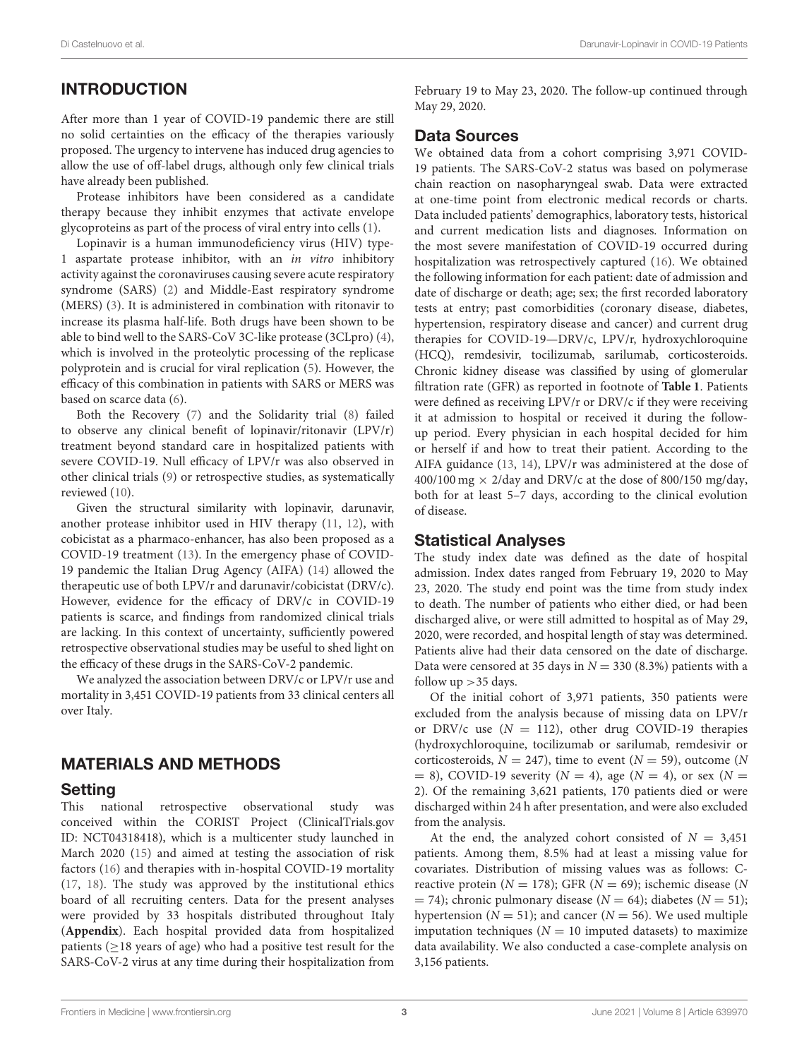## INTRODUCTION

After more than 1 year of COVID-19 pandemic there are still no solid certainties on the efficacy of the therapies variously proposed. The urgency to intervene has induced drug agencies to allow the use of off-label drugs, although only few clinical trials have already been published.

Protease inhibitors have been considered as a candidate therapy because they inhibit enzymes that activate envelope glycoproteins as part of the process of viral entry into cells (1).

Lopinavir is a human immunodeficiency virus (HIV) type-1 aspartate protease inhibitor, with an *in vitro* inhibitory activity against the coronaviruses causing severe acute respiratory syndrome (SARS) (2) and Middle-East respiratory syndrome (MERS) (3). It is administered in combination with ritonavir to increase its plasma half-life. Both drugs have been shown to be able to bind well to the SARS-CoV 3C-like protease (3CLpro) (4), which is involved in the proteolytic processing of the replicase polyprotein and is crucial for viral replication (5). However, the efficacy of this combination in patients with SARS or MERS was based on scarce data (6).

Both the Recovery (7) and the Solidarity trial (8) failed to observe any clinical benefit of lopinavir/ritonavir (LPV/r) treatment beyond standard care in hospitalized patients with severe COVID-19. Null efficacy of LPV/r was also observed in other clinical trials (9) or retrospective studies, as systematically reviewed (10).

Given the structural similarity with lopinavir, darunavir, another protease inhibitor used in HIV therapy (11, 12), with cobicistat as a pharmaco-enhancer, has also been proposed as a COVID-19 treatment (13). In the emergency phase of COVID-19 pandemic the Italian Drug Agency (AIFA) (14) allowed the therapeutic use of both LPV/r and darunavir/cobicistat (DRV/c). However, evidence for the efficacy of DRV/c in COVID-19 patients is scarce, and findings from randomized clinical trials are lacking. In this context of uncertainty, sufficiently powered retrospective observational studies may be useful to shed light on the efficacy of these drugs in the SARS-CoV-2 pandemic.

We analyzed the association between DRV/c or LPV/r use and mortality in 3,451 COVID-19 patients from 33 clinical centers all over Italy.

## MATERIALS AND METHODS

### Setting

This national retrospective observational study was conceived within the CORIST Project (ClinicalTrials.gov ID: NCT04318418), which is a multicenter study launched in March 2020 (15) and aimed at testing the association of risk factors (16) and therapies with in-hospital COVID-19 mortality (17, 18). The study was approved by the institutional ethics board of all recruiting centers. Data for the present analyses were provided by 33 hospitals distributed throughout Italy (**Appendix**). Each hospital provided data from hospitalized patients (≥18 years of age) who had a positive test result for the SARS-CoV-2 virus at any time during their hospitalization from February 19 to May 23, 2020. The follow-up continued through May 29, 2020.

### Data Sources

We obtained data from a cohort comprising 3,971 COVID-19 patients. The SARS-CoV-2 status was based on polymerase chain reaction on nasopharyngeal swab. Data were extracted at one-time point from electronic medical records or charts. Data included patients' demographics, laboratory tests, historical and current medication lists and diagnoses. Information on the most severe manifestation of COVID-19 occurred during hospitalization was retrospectively captured (16). We obtained the following information for each patient: date of admission and date of discharge or death; age; sex; the first recorded laboratory tests at entry; past comorbidities (coronary disease, diabetes, hypertension, respiratory disease and cancer) and current drug therapies for COVID-19—DRV/c, LPV/r, hydroxychloroquine (HCQ), remdesivir, tocilizumab, sarilumab, corticosteroids. Chronic kidney disease was classified by using of glomerular filtration rate (GFR) as reported in footnote of **Table 1**. Patients were defined as receiving LPV/r or DRV/c if they were receiving it at admission to hospital or received it during the follow-up period. Every physician in each hospital decided for him or herself if and how to treat their patient. According to the AIFA guidance (13, 14), LPV/r was administered at the dose of 400/100 mg × 2/day and DRV/c at the dose of 800/150 mg/day, both for at least 5–7 days, according to the clinical evolution of disease.

### Statistical Analyses

The study index date was defined as the date of hospital admission. Index dates ranged from February 19, 2020 to May 23, 2020. The study end point was the time from study index to death. The number of patients who either died, or had been discharged alive, or were still admitted to hospital as of May 29, 2020, were recorded, and hospital length of stay was determined. Patients alive had their data censored on the date of discharge. Data were censored at 35 days in $N = 330$ (8.3%) patients with a follow up >35 days.

Of the initial cohort of 3,971 patients, 350 patients were excluded from the analysis because of missing data on LPV/r or DRV/c use ($N = 112$), other drug COVID-19 therapies (hydroxychloroquine, tocilizumab or sarilumab, remdesivir or corticosteroids, $N = 247$), time to event ($N = 59$), outcome ($N = 8$), COVID-19 severity ($N = 4$), age ($N = 4$), or sex ($N = 2$). Of the remaining 3,621 patients, 170 patients died or were discharged within 24 h after presentation, and were also excluded from the analysis.

At the end, the analyzed cohort consisted of $N = 3,451$ patients. Among them, 8.5% had at least a missing value for covariates. Distribution of missing values was as follows: C-reactive protein ($N = 178$); GFR ($N = 69$); ischemic disease ($N = 74$); chronic pulmonary disease ($N = 64$); diabetes ($N = 51$); hypertension ($N = 51$); and cancer ($N = 56$). We used multiple imputation techniques ($N = 10$ imputed datasets) to maximize data availability. We also conducted a case-complete analysis on 3,156 patients.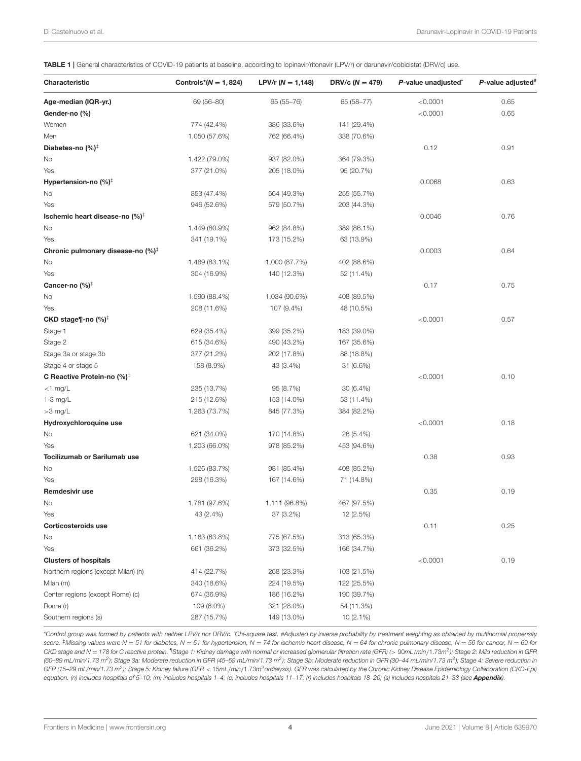**TABLE 1 |** General characteristics of COVID-19 patients at baseline, according to lopinavir/ritonavir (LPV/r) or darunavir/cobicistat (DRV/c) use.

| Characteristic | Controls*($N = 1,824$) | LPV/r ($N = 1,148$) | DRV/c ($N = 479$) | P-value unadjusted^ | P-value adjusted# |
|---|---|---|---|---|---|
| **Age-median (IQR-yr.)** | 69 (56–80) | 65 (55–76) | 65 (58–77) | <0.0001 | 0.65 |
| **Gender-no (%)** | | | | <0.0001 | 0.65 |
| Women | 774 (42.4%) | 386 (33.6%) | 141 (29.4%) | | |
| Men | 1,050 (57.6%) | 762 (66.4%) | 338 (70.6%) | | |
| **Diabetes-no (%)**‡ | | | | 0.12 | 0.91 |
| No | 1,422 (79.0%) | 937 (82.0%) | 364 (79.3%) | | |
| Yes | 377 (21.0%) | 205 (18.0%) | 95 (20.7%) | | |
| **Hypertension-no (%)**‡ | | | | 0.0068 | 0.63 |
| No | 853 (47.4%) | 564 (49.3%) | 255 (55.7%) | | |
| Yes | 946 (52.6%) | 579 (50.7%) | 203 (44.3%) | | |
| **Ischemic heart disease-no (%)**‡ | | | | 0.0046 | 0.76 |
| No | 1,449 (80.9%) | 962 (84.8%) | 389 (86.1%) | | |
| Yes | 341 (19.1%) | 173 (15.2%) | 63 (13.9%) | | |
| **Chronic pulmonary disease-no (%)**‡ | | | | 0.0003 | 0.64 |
| No | 1,489 (83.1%) | 1,000 (87.7%) | 402 (88.6%) | | |
| Yes | 304 (16.9%) | 140 (12.3%) | 52 (11.4%) | | |
| **Cancer-no (%)**‡ | | | | 0.17 | 0.75 |
| No | 1,590 (88.4%) | 1,034 (90.6%) | 408 (89.5%) | | |
| Yes | 208 (11.6%) | 107 (9.4%) | 48 (10.5%) | | |
| **CKD stage¶-no (%)**‡ | | | | <0.0001 | 0.57 |
| Stage 1 | 629 (35.4%) | 399 (35.2%) | 183 (39.0%) | | |
| Stage 2 | 615 (34.6%) | 490 (43.2%) | 167 (35.6%) | | |
| Stage 3a or stage 3b | 377 (21.2%) | 202 (17.8%) | 88 (18.8%) | | |
| Stage 4 or stage 5 | 158 (8.9%) | 43 (3.4%) | 31 (6.6%) | | |
| **C Reactive Protein-no (%)**‡ | | | | <0.0001 | 0.10 |
| <1 mg/L | 235 (13.7%) | 95 (8.7%) | 30 (6.4%) | | |
| 1-3 mg/L | 215 (12.6%) | 153 (14.0%) | 53 (11.4%) | | |
| >3 mg/L | 1,263 (73.7%) | 845 (77.3%) | 384 (82.2%) | | |
| **Hydroxychloroquine use** | | | | <0.0001 | 0.18 |
| No | 621 (34.0%) | 170 (14.8%) | 26 (5.4%) | | |
| Yes | 1,203 (66.0%) | 978 (85.2%) | 453 (94.6%) | | |
| **Tocilizumab or Sarilumab use** | | | | 0.38 | 0.93 |
| No | 1,526 (83.7%) | 981 (85.4%) | 408 (85.2%) | | |
| Yes | 298 (16.3%) | 167 (14.6%) | 71 (14.8%) | | |
| **Remdesivir use** | | | | 0.35 | 0.19 |
| No | 1,781 (97.6%) | 1,111 (96.8%) | 467 (97.5%) | | |
| Yes | 43 (2.4%) | 37 (3.2%) | 12 (2.5%) | | |
| **Corticosteroids use** | | | | 0.11 | 0.25 |
| No | 1,163 (63.8%) | 775 (67.5%) | 313 (65.3%) | | |
| Yes | 661 (36.2%) | 373 (32.5%) | 166 (34.7%) | | |
| **Clusters of hospitals** | | | | <0.0001 | 0.19 |
| Northern regions (except Milan) (n) | 414 (22.7%) | 268 (23.3%) | 103 (21.5%) | | |
| Milan (m) | 340 (18.6%) | 224 (19.5%) | 122 (25.5%) | | |
| Center regions (except Rome) (c) | 674 (36.9%) | 186 (16.2%) | 190 (39.7%) | | |
| Rome (r) | 109 (6.0%) | 321 (28.0%) | 54 (11.3%) | | |
| Southern regions (s) | 287 (15.7%) | 149 (13.0%) | 10 (2.1%) | | |

*Control group was formed by patients with neither LPV/r nor DRV/c. ^Chi-square test. #Adjusted by inverse probability by treatment weighting as obtained by multinomial propensity score. ‡Missing values were $N = 51$ for diabetes, $N = 51$ for hypertension, $N = 74$ for ischemic heart disease, $N = 64$ for chronic pulmonary disease, $N = 56$ for cancer, $N = 69$ for CKD stage and $N = 178$ for C reactive protein. ¶Stage 1: Kidney damage with normal or increased glomerular filtration rate (GFR) (> 90mL/min/1.73$m^2$); Stage 2: Mild reduction in GFR (60–89 mL/min/1.73 $m^2$); Stage 3a: Moderate reduction in GFR (45–59 mL/min/1.73 $m^2$); Stage 3b: Moderate reduction in GFR (30–44 mL/min/1.73 $m^2$); Stage 4: Severe reduction in GFR (15–29 mL/min/1.73 $m^2$); Stage 5: Kidney failure (GFR < 15mL/min/1.73$m^2$ordialysis). GFR was calculated by the Chronic Kidney Disease Epidemiology Collaboration (CKD-Epi) equation. (n) includes hospitals of 5–10; (m) includes hospitals 1–4; (c) includes hospitals 11–17; (r) includes hospitals 18–20; (s) includes hospitals 21–33 (see **Appendix**).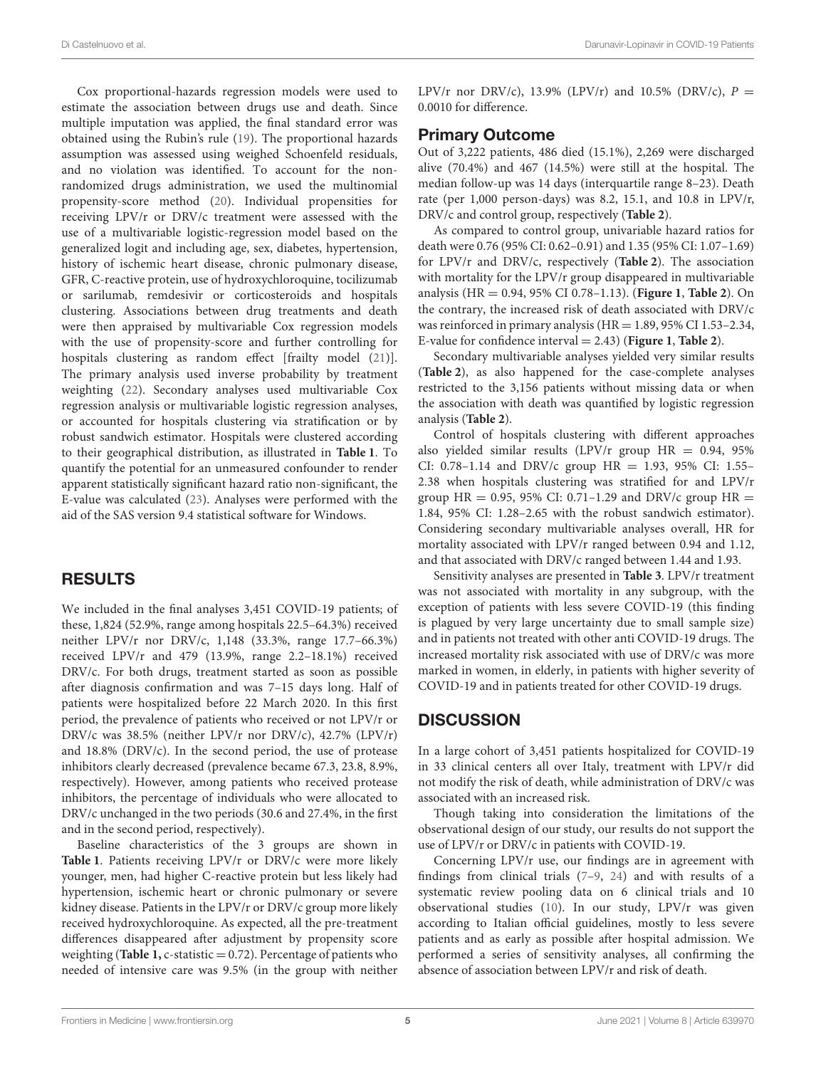Cox proportional-hazards regression models were used to estimate the association between drugs use and death. Since multiple imputation was applied, the final standard error was obtained using the Rubin's rule (19). The proportional hazards assumption was assessed using weighed Schoenfeld residuals, and no violation was identified. To account for the non-randomized drugs administration, we used the multinomial propensity-score method (20). Individual propensities for receiving LPV/r or DRV/c treatment were assessed with the use of a multivariable logistic-regression model based on the generalized logit and including age, sex, diabetes, hypertension, history of ischemic heart disease, chronic pulmonary disease, GFR, C-reactive protein, use of hydroxychloroquine, tocilizumab or sarilumab, remdesivir or corticosteroids and hospitals clustering. Associations between drug treatments and death were then appraised by multivariable Cox regression models with the use of propensity-score and further controlling for hospitals clustering as random effect [frailty model (21)]. The primary analysis used inverse probability by treatment weighting (22). Secondary analyses used multivariable Cox regression analysis or multivariable logistic regression analyses, or accounted for hospitals clustering via stratification or by robust sandwich estimator. Hospitals were clustered according to their geographical distribution, as illustrated in **Table 1**. To quantify the potential for an unmeasured confounder to render apparent statistically significant hazard ratio non-significant, the E-value was calculated (23). Analyses were performed with the aid of the SAS version 9.4 statistical software for Windows.

## RESULTS

We included in the final analyses 3,451 COVID-19 patients; of these, 1,824 (52.9%, range among hospitals 22.5–64.3%) received neither LPV/r nor DRV/c, 1,148 (33.3%, range 17.7–66.3%) received LPV/r and 479 (13.9%, range 2.2–18.1%) received DRV/c. For both drugs, treatment started as soon as possible after diagnosis confirmation and was 7–15 days long. Half of patients were hospitalized before 22 March 2020. In this first period, the prevalence of patients who received or not LPV/r or DRV/c was 38.5% (neither LPV/r nor DRV/c), 42.7% (LPV/r) and 18.8% (DRV/c). In the second period, the use of protease inhibitors clearly decreased (prevalence became 67.3, 23.8, 8.9%, respectively). However, among patients who received protease inhibitors, the percentage of individuals who were allocated to DRV/c unchanged in the two periods (30.6 and 27.4%, in the first and in the second period, respectively).

Baseline characteristics of the 3 groups are shown in **Table 1**. Patients receiving LPV/r or DRV/c were more likely younger, men, had higher C-reactive protein but less likely had hypertension, ischemic heart or chronic pulmonary or severe kidney disease. Patients in the LPV/r or DRV/c group more likely received hydroxychloroquine. As expected, all the pre-treatment differences disappeared after adjustment by propensity score weighting (**Table 1,** c-statistic = 0.72). Percentage of patients who needed of intensive care was 9.5% (in the group with neither LPV/r nor DRV/c), 13.9% (LPV/r) and 10.5% (DRV/c), $P = 0.0010$ for difference.

### Primary Outcome

Out of 3,222 patients, 486 died (15.1%), 2,269 were discharged alive (70.4%) and 467 (14.5%) were still at the hospital. The median follow-up was 14 days (interquartile range 8–23). Death rate (per 1,000 person-days) was 8.2, 15.1, and 10.8 in LPV/r, DRV/c and control group, respectively (**Table 2**).

As compared to control group, univariable hazard ratios for death were 0.76 (95% CI: 0.62–0.91) and 1.35 (95% CI: 1.07–1.69) for LPV/r and DRV/c, respectively (**Table 2**). The association with mortality for the LPV/r group disappeared in multivariable analysis (HR = 0.94, 95% CI 0.78–1.13). (**Figure 1**, **Table 2**). On the contrary, the increased risk of death associated with DRV/c was reinforced in primary analysis (HR = 1.89, 95% CI 1.53–2.34, E-value for confidence interval = 2.43) (**Figure 1**, **Table 2**).

Secondary multivariable analyses yielded very similar results (**Table 2**), as also happened for the case-complete analyses restricted to the 3,156 patients without missing data or when the association with death was quantified by logistic regression analysis (**Table 2**).

Control of hospitals clustering with different approaches also yielded similar results (LPV/r group HR = 0.94, 95% CI: 0.78–1.14 and DRV/c group HR = 1.93, 95% CI: 1.55–2.38 when hospitals clustering was stratified for and LPV/r group HR = 0.95, 95% CI: 0.71–1.29 and DRV/c group HR = 1.84, 95% CI: 1.28–2.65 with the robust sandwich estimator). Considering secondary multivariable analyses overall, HR for mortality associated with LPV/r ranged between 0.94 and 1.12, and that associated with DRV/c ranged between 1.44 and 1.93.

Sensitivity analyses are presented in **Table 3**. LPV/r treatment was not associated with mortality in any subgroup, with the exception of patients with less severe COVID-19 (this finding is plagued by very large uncertainty due to small sample size) and in patients not treated with other anti COVID-19 drugs. The increased mortality risk associated with use of DRV/c was more marked in women, in elderly, in patients with higher severity of COVID-19 and in patients treated for other COVID-19 drugs.

## DISCUSSION

In a large cohort of 3,451 patients hospitalized for COVID-19 in 33 clinical centers all over Italy, treatment with LPV/r did not modify the risk of death, while administration of DRV/c was associated with an increased risk.

Though taking into consideration the limitations of the observational design of our study, our results do not support the use of LPV/r or DRV/c in patients with COVID-19.

Concerning LPV/r use, our findings are in agreement with findings from clinical trials (7–9, 24) and with results of a systematic review pooling data on 6 clinical trials and 10 observational studies (10). In our study, LPV/r was given according to Italian official guidelines, mostly to less severe patients and as early as possible after hospital admission. We performed a series of sensitivity analyses, all confirming the absence of association between LPV/r and risk of death.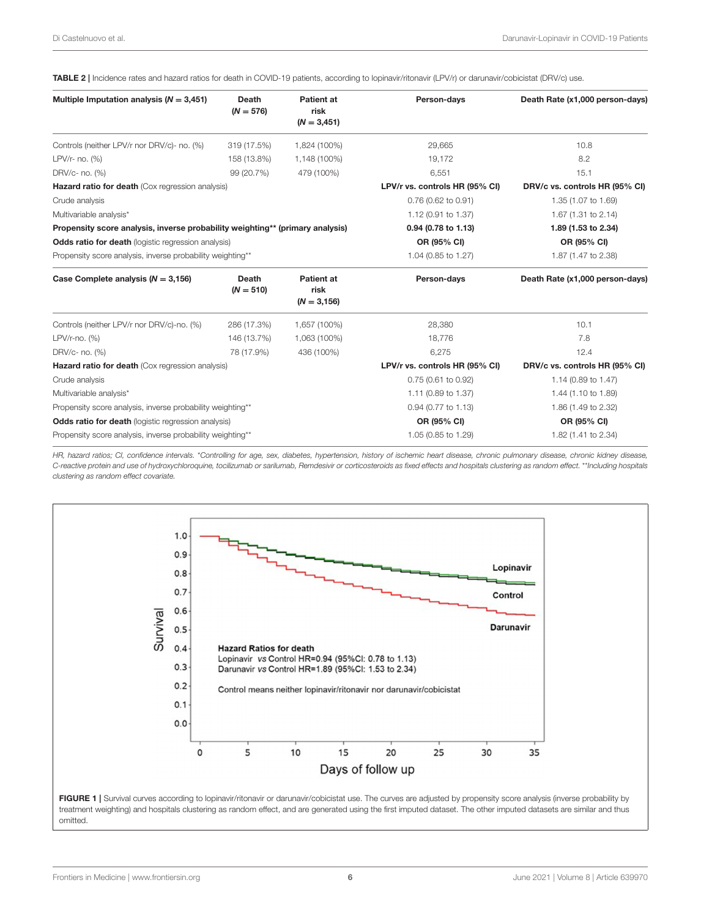**TABLE 2 |** Incidence rates and hazard ratios for death in COVID-19 patients, according to lopinavir/ritonavir (LPV/r) or darunavir/cobicistat (DRV/c) use.

| **Multiple Imputation analysis ($N$ = 3,451)** | **Death ($N$ = 576)** | **Patient at risk ($N$ = 3,451)** | **Person-days** | **Death Rate (x1,000 person-days)** |
|---|---|---|---|---|
| Controls (neither LPV/r nor DRV/c)- no. (%) | 319 (17.5%) | 1,824 (100%) | 29,665 | 10.8 |
| LPV/r- no. (%) | 158 (13.8%) | 1,148 (100%) | 19,172 | 8.2 |
| DRV/c- no. (%) | 99 (20.7%) | 479 (100%) | 6,551 | 15.1 |
| **Hazard ratio for death** (Cox regression analysis) | | | **LPV/r vs. controls HR (95% CI)** | **DRV/c vs. controls HR (95% CI)** |
| Crude analysis | | | 0.76 (0.62 to 0.91) | 1.35 (1.07 to 1.69) |
| Multivariable analysis* | | | 1.12 (0.91 to 1.37) | 1.67 (1.31 to 2.14) |
| **Propensity score analysis, inverse probability weighting** (primary analysis)** | | | **0.94 (0.78 to 1.13)** | **1.89 (1.53 to 2.34)** |
| **Odds ratio for death** (logistic regression analysis) | | | **OR (95% CI)** | **OR (95% CI)** |
| Propensity score analysis, inverse probability weighting** | | | 1.04 (0.85 to 1.27) | 1.87 (1.47 to 2.38) |
| **Case Complete analysis ($N$ = 3,156)** | **Death ($N$ = 510)** | **Patient at risk ($N$ = 3,156)** | **Person-days** | **Death Rate (x1,000 person-days)** |
| Controls (neither LPV/r nor DRV/c)-no. (%) | 286 (17.3%) | 1,657 (100%) | 28,380 | 10.1 |
| LPV/r-no. (%) | 146 (13.7%) | 1,063 (100%) | 18,776 | 7.8 |
| DRV/c- no. (%) | 78 (17.9%) | 436 (100%) | 6,275 | 12.4 |
| **Hazard ratio for death** (Cox regression analysis) | | | **LPV/r vs. controls HR (95% CI)** | **DRV/c vs. controls HR (95% CI)** |
| Crude analysis | | | 0.75 (0.61 to 0.92) | 1.14 (0.89 to 1.47) |
| Multivariable analysis* | | | 1.11 (0.89 to 1.37) | 1.44 (1.10 to 1.89) |
| Propensity score analysis, inverse probability weighting** | | | 0.94 (0.77 to 1.13) | 1.86 (1.49 to 2.32) |
| **Odds ratio for death** (logistic regression analysis) | | | **OR (95% CI)** | **OR (95% CI)** |
| Propensity score analysis, inverse probability weighting** | | | 1.05 (0.85 to 1.29) | 1.82 (1.41 to 2.34) |

*HR, hazard ratios; CI, confidence intervals. *Controlling for age, sex, diabetes, hypertension, history of ischemic heart disease, chronic pulmonary disease, chronic kidney disease, C-reactive protein and use of hydroxychloroquine, tocilizumab or sarilumab, Remdesivir or corticosteroids as fixed effects and hospitals clustering as random effect. **Including hospitals clustering as random effect covariate.*

**FIGURE 1 |** Survival curves according to lopinavir/ritonavir or darunavir/cobicistat use. The curves are adjusted by propensity score analysis (inverse probability by treatment weighting) and hospitals clustering as random effect, and are generated using the first imputed dataset. The other imputed datasets are similar and thus omitted.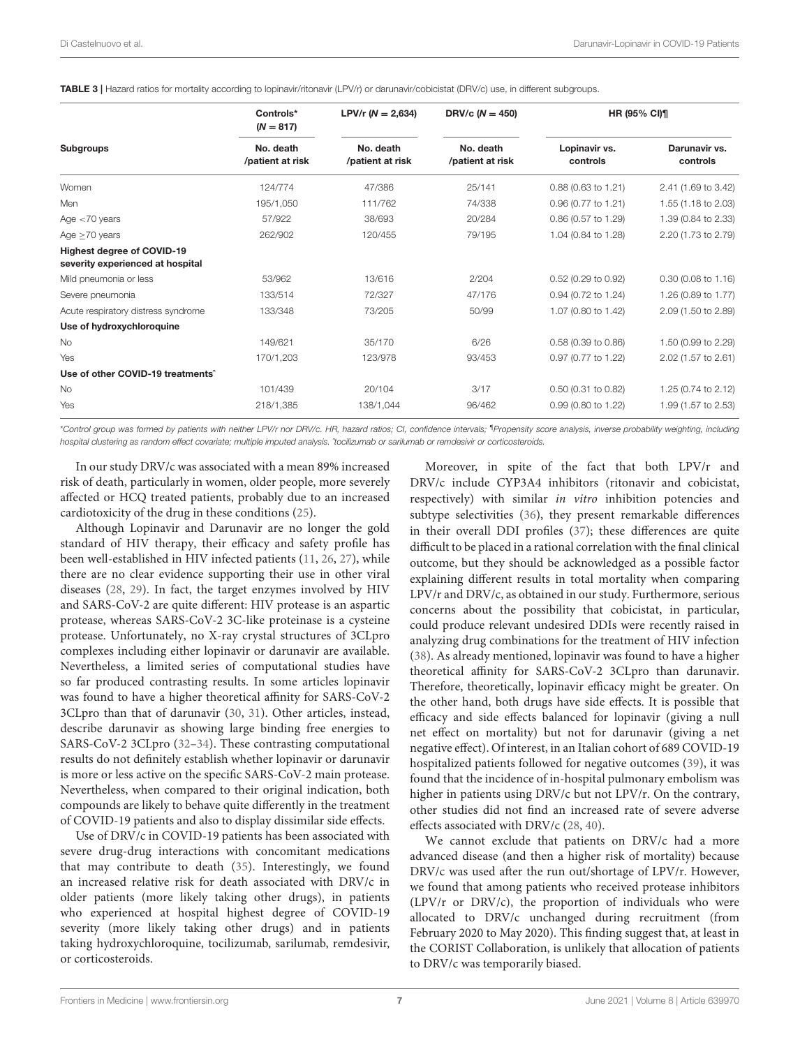**TABLE 3 |** Hazard ratios for mortality according to lopinavir/ritonavir (LPV/r) or darunavir/cobicistat (DRV/c) use, in different subgroups.

| Subgroups | Controls* ($N = 817$) | LPV/r ($N = 2,634$) | DRV/c ($N = 450$) | HR (95% CI)¶ | |
|---|---|---|---|---|---|
| | No. death /patient at risk | No. death /patient at risk | No. death /patient at risk | Lopinavir vs. controls | Darunavir vs. controls |
| Women | 124/774 | 47/386 | 25/141 | 0.88 (0.63 to 1.21) | 2.41 (1.69 to 3.42) |
| Men | 195/1,050 | 111/762 | 74/338 | 0.96 (0.77 to 1.21) | 1.55 (1.18 to 2.03) |
| Age <70 years | 57/922 | 38/693 | 20/284 | 0.86 (0.57 to 1.29) | 1.39 (0.84 to 2.33) |
| Age ≥70 years | 262/902 | 120/455 | 79/195 | 1.04 (0.84 to 1.28) | 2.20 (1.73 to 2.79) |
| **Highest degree of COVID-19 severity experienced at hospital** | | | | | |
| Mild pneumonia or less | 53/962 | 13/616 | 2/204 | 0.52 (0.29 to 0.92) | 0.30 (0.08 to 1.16) |
| Severe pneumonia | 133/514 | 72/327 | 47/176 | 0.94 (0.72 to 1.24) | 1.26 (0.89 to 1.77) |
| Acute respiratory distress syndrome | 133/348 | 73/205 | 50/99 | 1.07 (0.80 to 1.42) | 2.09 (1.50 to 2.89) |
| **Use of hydroxychloroquine** | | | | | |
| No | 149/621 | 35/170 | 6/26 | 0.58 (0.39 to 0.86) | 1.50 (0.99 to 2.29) |
| Yes | 170/1,203 | 123/978 | 93/453 | 0.97 (0.77 to 1.22) | 2.02 (1.57 to 2.61) |
| **Use of other COVID-19 treatments^** | | | | | |
| No | 101/439 | 20/104 | 3/17 | 0.50 (0.31 to 0.82) | 1.25 (0.74 to 2.12) |
| Yes | 218/1,385 | 138/1,044 | 96/462 | 0.99 (0.80 to 1.22) | 1.99 (1.57 to 2.53) |

*Control group was formed by patients with neither LPV/r nor DRV/c. HR, hazard ratios; CI, confidence intervals; ¶Propensity score analysis, inverse probability weighting, including hospital clustering as random effect covariate; multiple imputed analysis. ^tocilizumab or sarilumab or remdesivir or corticosteroids.

In our study DRV/c was associated with a mean 89% increased risk of death, particularly in women, older people, more severely affected or HCQ treated patients, probably due to an increased cardiotoxicity of the drug in these conditions (25).

Although Lopinavir and Darunavir are no longer the gold standard of HIV therapy, their efficacy and safety profile has been well-established in HIV infected patients (11, 26, 27), while there are no clear evidence supporting their use in other viral diseases (28, 29). In fact, the target enzymes involved by HIV and SARS-CoV-2 are quite different: HIV protease is an aspartic protease, whereas SARS-CoV-2 3C-like proteinase is a cysteine protease. Unfortunately, no X-ray crystal structures of 3CLpro complexes including either lopinavir or darunavir are available. Nevertheless, a limited series of computational studies have so far produced contrasting results. In some articles lopinavir was found to have a higher theoretical affinity for SARS-CoV-2 3CLpro than that of darunavir (30, 31). Other articles, instead, describe darunavir as showing large binding free energies to SARS-CoV-2 3CLpro (32–34). These contrasting computational results do not definitely establish whether lopinavir or darunavir is more or less active on the specific SARS-CoV-2 main protease. Nevertheless, when compared to their original indication, both compounds are likely to behave quite differently in the treatment of COVID-19 patients and also to display dissimilar side effects.

Use of DRV/c in COVID-19 patients has been associated with severe drug-drug interactions with concomitant medications that may contribute to death (35). Interestingly, we found an increased relative risk for death associated with DRV/c in older patients (more likely taking other drugs), in patients who experienced at hospital highest degree of COVID-19 severity (more likely taking other drugs) and in patients taking hydroxychloroquine, tocilizumab, sarilumab, remdesivir, or corticosteroids.

Moreover, in spite of the fact that both LPV/r and DRV/c include CYP3A4 inhibitors (ritonavir and cobicistat, respectively) with similar *in vitro* inhibition potencies and subtype selectivities (36), they present remarkable differences in their overall DDI profiles (37); these differences are quite difficult to be placed in a rational correlation with the final clinical outcome, but they should be acknowledged as a possible factor explaining different results in total mortality when comparing LPV/r and DRV/c, as obtained in our study. Furthermore, serious concerns about the possibility that cobicistat, in particular, could produce relevant undesired DDIs were recently raised in analyzing drug combinations for the treatment of HIV infection (38). As already mentioned, lopinavir was found to have a higher theoretical affinity for SARS-CoV-2 3CLpro than darunavir. Therefore, theoretically, lopinavir efficacy might be greater. On the other hand, both drugs have side effects. It is possible that efficacy and side effects balanced for lopinavir (giving a null net effect on mortality) but not for darunavir (giving a net negative effect). Of interest, in an Italian cohort of 689 COVID-19 hospitalized patients followed for negative outcomes (39), it was found that the incidence of in-hospital pulmonary embolism was higher in patients using DRV/c but not LPV/r. On the contrary, other studies did not find an increased rate of severe adverse effects associated with DRV/c (28, 40).

We cannot exclude that patients on DRV/c had a more advanced disease (and then a higher risk of mortality) because DRV/c was used after the run out/shortage of LPV/r. However, we found that among patients who received protease inhibitors (LPV/r or DRV/c), the proportion of individuals who were allocated to DRV/c unchanged during recruitment (from February 2020 to May 2020). This finding suggest that, at least in the CORIST Collaboration, is unlikely that allocation of patients to DRV/c was temporarily biased.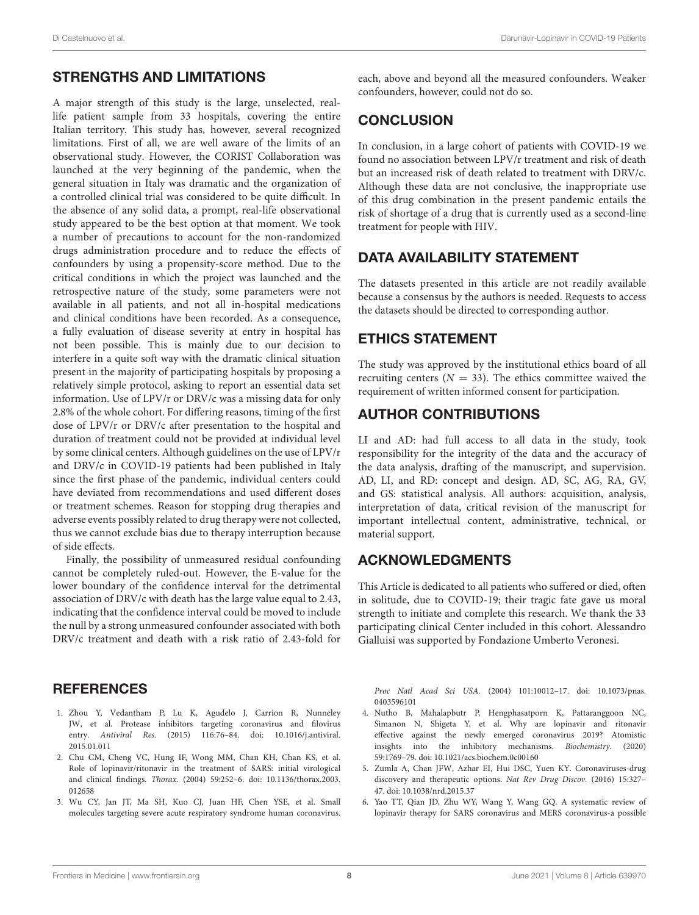## STRENGTHS AND LIMITATIONS

A major strength of this study is the large, unselected, real-life patient sample from 33 hospitals, covering the entire Italian territory. This study has, however, several recognized limitations. First of all, we are well aware of the limits of an observational study. However, the CORIST Collaboration was launched at the very beginning of the pandemic, when the general situation in Italy was dramatic and the organization of a controlled clinical trial was considered to be quite difficult. In the absence of any solid data, a prompt, real-life observational study appeared to be the best option at that moment. We took a number of precautions to account for the non-randomized drugs administration procedure and to reduce the effects of confounders by using a propensity-score method. Due to the critical conditions in which the project was launched and the retrospective nature of the study, some parameters were not available in all patients, and not all in-hospital medications and clinical conditions have been recorded. As a consequence, a fully evaluation of disease severity at entry in hospital has not been possible. This is mainly due to our decision to interfere in a quite soft way with the dramatic clinical situation present in the majority of participating hospitals by proposing a relatively simple protocol, asking to report an essential data set information. Use of LPV/r or DRV/c was a missing data for only 2.8% of the whole cohort. For differing reasons, timing of the first dose of LPV/r or DRV/c after presentation to the hospital and duration of treatment could not be provided at individual level by some clinical centers. Although guidelines on the use of LPV/r and DRV/c in COVID-19 patients had been published in Italy since the first phase of the pandemic, individual centers could have deviated from recommendations and used different doses or treatment schemes. Reason for stopping drug therapies and adverse events possibly related to drug therapy were not collected, thus we cannot exclude bias due to therapy interruption because of side effects.

Finally, the possibility of unmeasured residual confounding cannot be completely ruled-out. However, the E-value for the lower boundary of the confidence interval for the detrimental association of DRV/c with death has the large value equal to 2.43, indicating that the confidence interval could be moved to include the null by a strong unmeasured confounder associated with both DRV/c treatment and death with a risk ratio of 2.43-fold for each, above and beyond all the measured confounders. Weaker confounders, however, could not do so.

## CONCLUSION

In conclusion, in a large cohort of patients with COVID-19 we found no association between LPV/r treatment and risk of death but an increased risk of death related to treatment with DRV/c. Although these data are not conclusive, the inappropriate use of this drug combination in the present pandemic entails the risk of shortage of a drug that is currently used as a second-line treatment for people with HIV.

## DATA AVAILABILITY STATEMENT

The datasets presented in this article are not readily available because a consensus by the authors is needed. Requests to access the datasets should be directed to corresponding author.

## ETHICS STATEMENT

The study was approved by the institutional ethics board of all recruiting centers ($N = 33$). The ethics committee waived the requirement of written informed consent for participation.

## AUTHOR CONTRIBUTIONS

LI and AD: had full access to all data in the study, took responsibility for the integrity of the data and the accuracy of the data analysis, drafting of the manuscript, and supervision. AD, LI, and RD: concept and design. AD, SC, AG, RA, GV, and GS: statistical analysis. All authors: acquisition, analysis, interpretation of data, critical revision of the manuscript for important intellectual content, administrative, technical, or material support.

## ACKNOWLEDGMENTS

This Article is dedicated to all patients who suffered or died, often in solitude, due to COVID-19; their tragic fate gave us moral strength to initiate and complete this research. We thank the 33 participating clinical Center included in this cohort. Alessandro Gialluisi was supported by Fondazione Umberto Veronesi.

## REFERENCES

1. Zhou Y, Vedantham P, Lu K, Agudelo J, Carrion R, Nunneley JW, et al. Protease inhibitors targeting coronavirus and filovirus entry. *Antiviral Res.* (2015) 116:76–84. doi: 10.1016/j.antiviral.2015.01.011
2. Chu CM, Cheng VC, Hung IF, Wong MM, Chan KH, Chan KS, et al. Role of lopinavir/ritonavir in the treatment of SARS: initial virological and clinical findings. *Thorax.* (2004) 59:252–6. doi: 10.1136/thorax.2003.012658
3. Wu CY, Jan JT, Ma SH, Kuo CJ, Juan HF, Chen YSE, et al. Small molecules targeting severe acute respiratory syndrome human coronavirus. *Proc Natl Acad Sci USA.* (2004) 101:10012–17. doi: 10.1073/pnas.0403596101
4. Nutho B, Mahalapbutr P, Hengphasatporn K, Pattaranggoon NC, Simanon N, Shigeta Y, et al. Why are lopinavir and ritonavir effective against the newly emerged coronavirus 2019? Atomistic insights into the inhibitory mechanisms. *Biochemistry.* (2020) 59:1769–79. doi: 10.1021/acs.biochem.0c00160
5. Zumla A, Chan JFW, Azhar EI, Hui DSC, Yuen KY. Coronaviruses-drug discovery and therapeutic options. *Nat Rev Drug Discov.* (2016) 15:327–47. doi: 10.1038/nrd.2015.37
6. Yao TT, Qian JD, Zhu WY, Wang Y, Wang GQ. A systematic review of lopinavir therapy for SARS coronavirus and MERS coronavirus-a possible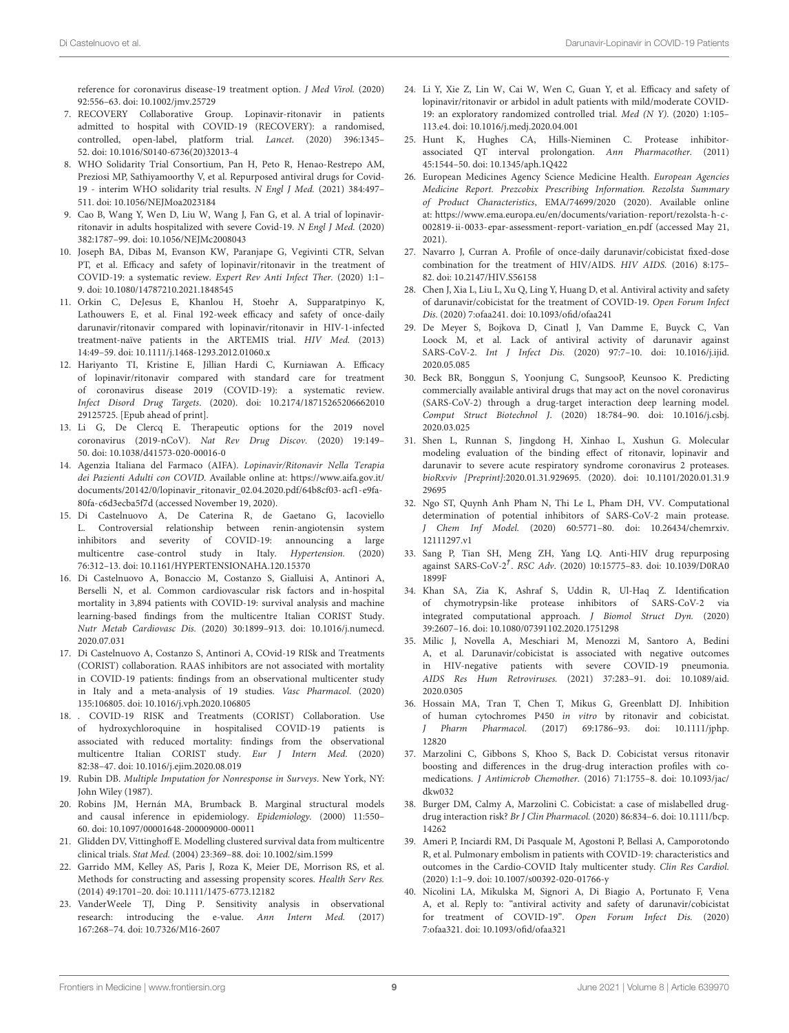reference for coronavirus disease-19 treatment option. *J Med Virol.* (2020) 92:556–63. doi: 10.1002/jmv.25729

7. RECOVERY Collaborative Group. Lopinavir-ritonavir in patients admitted to hospital with COVID-19 (RECOVERY): a randomised, controlled, open-label, platform trial. *Lancet.* (2020) 396:1345–52. doi: 10.1016/S0140-6736(20)32013-4
8. WHO Solidarity Trial Consortium, Pan H, Peto R, Henao-Restrepo AM, Preziosi MP, Sathiyamoorthy V, et al. Repurposed antiviral drugs for Covid-19 - interim WHO solidarity trial results. *N Engl J Med.* (2021) 384:497–511. doi: 10.1056/NEJMoa2023184
9. Cao B, Wang Y, Wen D, Liu W, Wang J, Fan G, et al. A trial of lopinavir-ritonavir in adults hospitalized with severe Covid-19. *N Engl J Med.* (2020) 382:1787–99. doi: 10.1056/NEJMc2008043
10. Joseph BA, Dibas M, Evanson KW, Paranjape G, Vegivinti CTR, Selvan PT, et al. Efficacy and safety of lopinavir/ritonavir in the treatment of COVID-19: a systematic review. *Expert Rev Anti Infect Ther.* (2020) 1:1–9. doi: 10.1080/14787210.2021.1848545
11. Orkin C, DeJesus E, Khanlou H, Stoehr A, Supparatpinyo K, Lathouwers E, et al. Final 192-week efficacy and safety of once-daily darunavir/ritonavir compared with lopinavir/ritonavir in HIV-1-infected treatment-naïve patients in the ARTEMIS trial. *HIV Med.* (2013) 14:49–59. doi: 10.1111/j.1468-1293.2012.01060.x
12. Hariyanto TI, Kristine E, Jillian Hardi C, Kurniawan A. Efficacy of lopinavir/ritonavir compared with standard care for treatment of coronavirus disease 2019 (COVID-19): a systematic review. *Infect Disord Drug Targets.* (2020). doi: 10.2174/1871526520666201029125725. [Epub ahead of print].
13. Li G, De Clercq E. Therapeutic options for the 2019 novel coronavirus (2019-nCoV). *Nat Rev Drug Discov.* (2020) 19:149–50. doi: 10.1038/d41573-020-00016-0
14. Agenzia Italiana del Farmaco (AIFA). *Lopinavir/Ritonavir Nella Terapia dei Pazienti Adulti con COVID.* Available online at: https://www.aifa.gov.it/documents/20142/0/lopinavir_ritonavir_02.04.2020.pdf/64b8cf03-acf1-e9fa-80fa-c6d3ecba5f7d (accessed November 19, 2020).
15. Di Castelnuovo A, De Caterina R, de Gaetano G, Iacoviello L. Controversial relationship between renin-angiotensin system inhibitors and severity of COVID-19: announcing a large multicentre case-control study in Italy. *Hypertension.* (2020) 76:312–13. doi: 10.1161/HYPERTENSIONAHA.120.15370
16. Di Castelnuovo A, Bonaccio M, Costanzo S, Gialluisi A, Antinori A, Berselli N, et al. Common cardiovascular risk factors and in-hospital mortality in 3,894 patients with COVID-19: survival analysis and machine learning-based findings from the multicentre Italian CORIST Study. *Nutr Metab Cardiovasc Dis.* (2020) 30:1899–913. doi: 10.1016/j.numecd.2020.07.031
17. Di Castelnuovo A, Costanzo S, Antinori A, COvid-19 RISk and Treatments (CORIST) collaboration. RAAS inhibitors are not associated with mortality in COVID-19 patients: findings from an observational multicenter study in Italy and a meta-analysis of 19 studies. *Vasc Pharmacol.* (2020) 135:106805. doi: 10.1016/j.vph.2020.106805
18. . COVID-19 RISK and Treatments (CORIST) Collaboration. Use of hydroxychloroquine in hospitalised COVID-19 patients is associated with reduced mortality: findings from the observational multicentre Italian CORIST study. *Eur J Intern Med.* (2020) 82:38–47. doi: 10.1016/j.ejim.2020.08.019
19. Rubin DB. *Multiple Imputation for Nonresponse in Surveys.* New York, NY: John Wiley (1987).
20. Robins JM, Hernán MA, Brumback B. Marginal structural models and causal inference in epidemiology. *Epidemiology.* (2000) 11:550–60. doi: 10.1097/00001648-200009000-00011
21. Glidden DV, Vittinghoff E. Modelling clustered survival data from multicentre clinical trials. *Stat Med.* (2004) 23:369–88. doi: 10.1002/sim.1599
22. Garrido MM, Kelley AS, Paris J, Roza K, Meier DE, Morrison RS, et al. Methods for constructing and assessing propensity scores. *Health Serv Res.* (2014) 49:1701–20. doi: 10.1111/1475-6773.12182
23. VanderWeele TJ, Ding P. Sensitivity analysis in observational research: introducing the e-value. *Ann Intern Med.* (2017) 167:268–74. doi: 10.7326/M16-2607
24. Li Y, Xie Z, Lin W, Cai W, Wen C, Guan Y, et al. Efficacy and safety of lopinavir/ritonavir or arbidol in adult patients with mild/moderate COVID-19: an exploratory randomized controlled trial. *Med (N Y).* (2020) 1:105–113.e4. doi: 10.1016/j.medj.2020.04.001
25. Hunt K, Hughes CA, Hills-Nieminen C. Protease inhibitor-associated QT interval prolongation. *Ann Pharmacother.* (2011) 45:1544–50. doi: 10.1345/aph.1Q422
26. European Medicines Agency Science Medicine Health. *European Agencies Medicine Report. Prezcobix Prescribing Information. Rezolsta Summary of Product Characteristics*, EMA/74699/2020 (2020). Available online at: https://www.ema.europa.eu/en/documents/variation-report/rezolsta-h-c-002819-ii-0033-epar-assessment-report-variation_en.pdf (accessed May 21, 2021).
27. Navarro J, Curran A. Profile of once-daily darunavir/cobicistat fixed-dose combination for the treatment of HIV/AIDS. *HIV AIDS.* (2016) 8:175–82. doi: 10.2147/HIV.S56158
28. Chen J, Xia L, Liu L, Xu Q, Ling Y, Huang D, et al. Antiviral activity and safety of darunavir/cobicistat for the treatment of COVID-19. *Open Forum Infect Dis.* (2020) 7:ofaa241. doi: 10.1093/ofid/ofaa241
29. De Meyer S, Bojkova D, Cinatl J, Van Damme E, Buyck C, Van Loock M, et al. Lack of antiviral activity of darunavir against SARS-CoV-2. *Int J Infect Dis.* (2020) 97:7–10. doi: 10.1016/j.ijid.2020.05.085
30. Beck BR, Bonggun S, Yoonjung C, SungsooP, Keunsoo K. Predicting commercially available antiviral drugs that may act on the novel coronavirus (SARS-CoV-2) through a drug-target interaction deep learning model. *Comput Struct Biotechnol J.* (2020) 18:784–90. doi: 10.1016/j.csbj.2020.03.025
31. Shen L, Runnan S, Jingdong H, Xinhao L, Xushun G. Molecular modeling evaluation of the binding effect of ritonavir, lopinavir and darunavir to severe acute respiratory syndrome coronavirus 2 proteases. *bioRxviv [Preprint]*:2020.01.31.929695. (2020). doi: 10.1101/2020.01.31.929695
32. Ngo ST, Quynh Anh Pham N, Thi Le L, Pham DH, VV. Computational determination of potential inhibitors of SARS-CoV-2 main protease. *J Chem Inf Model.* (2020) 60:5771–80. doi: 10.26434/chemrxiv.12111297.v1
33. Sang P, Tian SH, Meng ZH, Yang LQ. Anti-HIV drug repurposing against SARS-CoV-2[†]. *RSC Adv.* (2020) 10:15775–83. doi: 10.1039/D0RA01899F
34. Khan SA, Zia K, Ashraf S, Uddin R, Ul-Haq Z. Identification of chymotrypsin-like protease inhibitors of SARS-CoV-2 via integrated computational approach. *J Biomol Struct Dyn.* (2020) 39:2607–16. doi: 10.1080/07391102.2020.1751298
35. Milic J, Novella A, Meschiari M, Menozzi M, Santoro A, Bedini A, et al. Darunavir/cobicistat is associated with negative outcomes in HIV-negative patients with severe COVID-19 pneumonia. *AIDS Res Hum Retroviruses.* (2021) 37:283–91. doi: 10.1089/aid.2020.0305
36. Hossain MA, Tran T, Chen T, Mikus G, Greenblatt DJ. Inhibition of human cytochromes P450 *in vitro* by ritonavir and cobicistat. *J Pharm Pharmacol.* (2017) 69:1786–93. doi: 10.1111/jphp.12820
37. Marzolini C, Gibbons S, Khoo S, Back D. Cobicistat versus ritonavir boosting and differences in the drug-drug interaction profiles with co-medications. *J Antimicrob Chemother.* (2016) 71:1755–8. doi: 10.1093/jac/dkw032
38. Burger DM, Calmy A, Marzolini C. Cobicistat: a case of mislabelled drug-drug interaction risk? *Br J Clin Pharmacol.* (2020) 86:834–6. doi: 10.1111/bcp.14262
39. Ameri P, Inciardi RM, Di Pasquale M, Agostoni P, Bellasi A, Camporotondo R, et al. Pulmonary embolism in patients with COVID-19: characteristics and outcomes in the Cardio-COVID Italy multicenter study. *Clin Res Cardiol.* (2020) 1:1–9. doi: 10.1007/s00392-020-01766-y
40. Nicolini LA, Mikulska M, Signori A, Di Biagio A, Portunato F, Vena A, et al. Reply to: "antiviral activity and safety of darunavir/cobicistat for treatment of COVID-19". *Open Forum Infect Dis.* (2020) 7:ofaa321. doi: 10.1093/ofid/ofaa321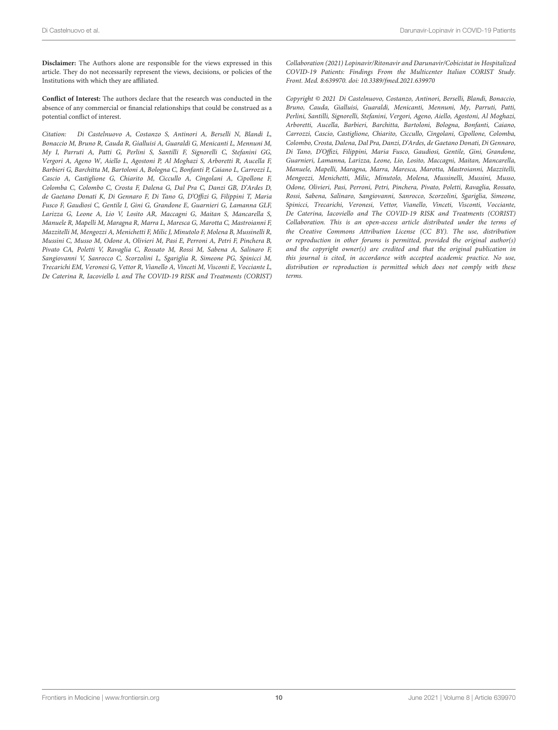**Disclaimer:** The Authors alone are responsible for the views expressed in this article. They do not necessarily represent the views, decisions, or policies of the Institutions with which they are affiliated.

**Conflict of Interest:** The authors declare that the research was conducted in the absence of any commercial or financial relationships that could be construed as a potential conflict of interest.

*Citation: Di Castelnuovo A, Costanzo S, Antinori A, Berselli N, Blandi L, Bonaccio M, Bruno R, Cauda R, Gialluisi A, Guaraldi G, Menicanti L, Mennuni M, My I, Parruti A, Patti G, Perlini S, Santilli F, Signorelli C, Stefanini GG, Vergori A, Ageno W, Aiello L, Agostoni P, Al Moghazi S, Arboretti R, Aucella F, Barbieri G, Barchitta M, Bartoloni A, Bologna C, Bonfanti P, Caiano L, Carrozzi L, Cascio A, Castiglione G, Chiarito M, Ciccullo A, Cingolani A, Cipollone F, Colomba C, Colombo C, Crosta F, Dalena G, Dal Pra C, Danzi GB, D'Ardes D, de Gaetano Donati K, Di Gennaro F, Di Tano G, D'Offizi G, Filippini T, Maria Fusco F, Gaudiosi C, Gentile I, Gini G, Grandone E, Guarnieri G, Lamanna GLF, Larizza G, Leone A, Lio V, Losito AR, Maccagni G, Maitan S, Mancarella S, Manuele R, Mapelli M, Maragna R, Marra L, Maresca G, Marotta C, Mastroianni F, Mazzitelli M, Mengozzi A, Menichetti F, Milic J, Minutolo F, Molena B, Mussinelli R, Mussini C, Musso M, Odone A, Olivieri M, Pasi E, Perroni A, Petri F, Pinchera B, Pivato CA, Poletti V, Ravaglia C, Rossato M, Rossi M, Sabena A, Salinaro F, Sangiovanni V, Sanrocco C, Scorzolini L, Sgariglia R, Simeone PG, Spinicci M, Trecarichi EM, Veronesi G, Vettor R, Vianello A, Vinceti M, Visconti E, Vocciante L, De Caterina R, Iacoviello L and The COVID-19 RISK and Treatments (CORIST) Collaboration (2021) Lopinavir/Ritonavir and Darunavir/Cobicistat in Hospitalized COVID-19 Patients: Findings From the Multicenter Italian CORIST Study. Front. Med. 8:639970. doi: 10.3389/fmed.2021.639970*

*Copyright © 2021 Di Castelnuovo, Costanzo, Antinori, Berselli, Blandi, Bonaccio, Bruno, Cauda, Gialluisi, Guaraldi, Menicanti, Mennuni, My, Parruti, Patti, Perlini, Santilli, Signorelli, Stefanini, Vergori, Ageno, Aiello, Agostoni, Al Moghazi, Arboretti, Aucella, Barbieri, Barchitta, Bartoloni, Bologna, Bonfanti, Caiano, Carrozzi, Cascio, Castiglione, Chiarito, Ciccullo, Cingolani, Cipollone, Colomba, Colombo, Crosta, Dalena, Dal Pra, Danzi, D'Ardes, de Gaetano Donati, Di Gennaro, Di Tano, D'Offizi, Filippini, Maria Fusco, Gaudiosi, Gentile, Gini, Grandone, Guarnieri, Lamanna, Larizza, Leone, Lio, Losito, Maccagni, Maitan, Mancarella, Manuele, Mapelli, Maragna, Marra, Maresca, Marotta, Mastroianni, Mazzitelli, Mengozzi, Menichetti, Milic, Minutolo, Molena, Mussinelli, Mussini, Musso, Odone, Olivieri, Pasi, Perroni, Petri, Pinchera, Pivato, Poletti, Ravaglia, Rossato, Rossi, Sabena, Salinaro, Sangiovanni, Sanrocco, Scorzolini, Sgariglia, Simeone, Spinicci, Trecarichi, Veronesi, Vettor, Vianello, Vinceti, Visconti, Vocciante, De Caterina, Iacoviello and The COVID-19 RISK and Treatments (CORIST) Collaboration. This is an open-access article distributed under the terms of the Creative Commons Attribution License (CC BY). The use, distribution or reproduction in other forums is permitted, provided the original author(s) and the copyright owner(s) are credited and that the original publication in this journal is cited, in accordance with accepted academic practice. No use, distribution or reproduction is permitted which does not comply with these terms.*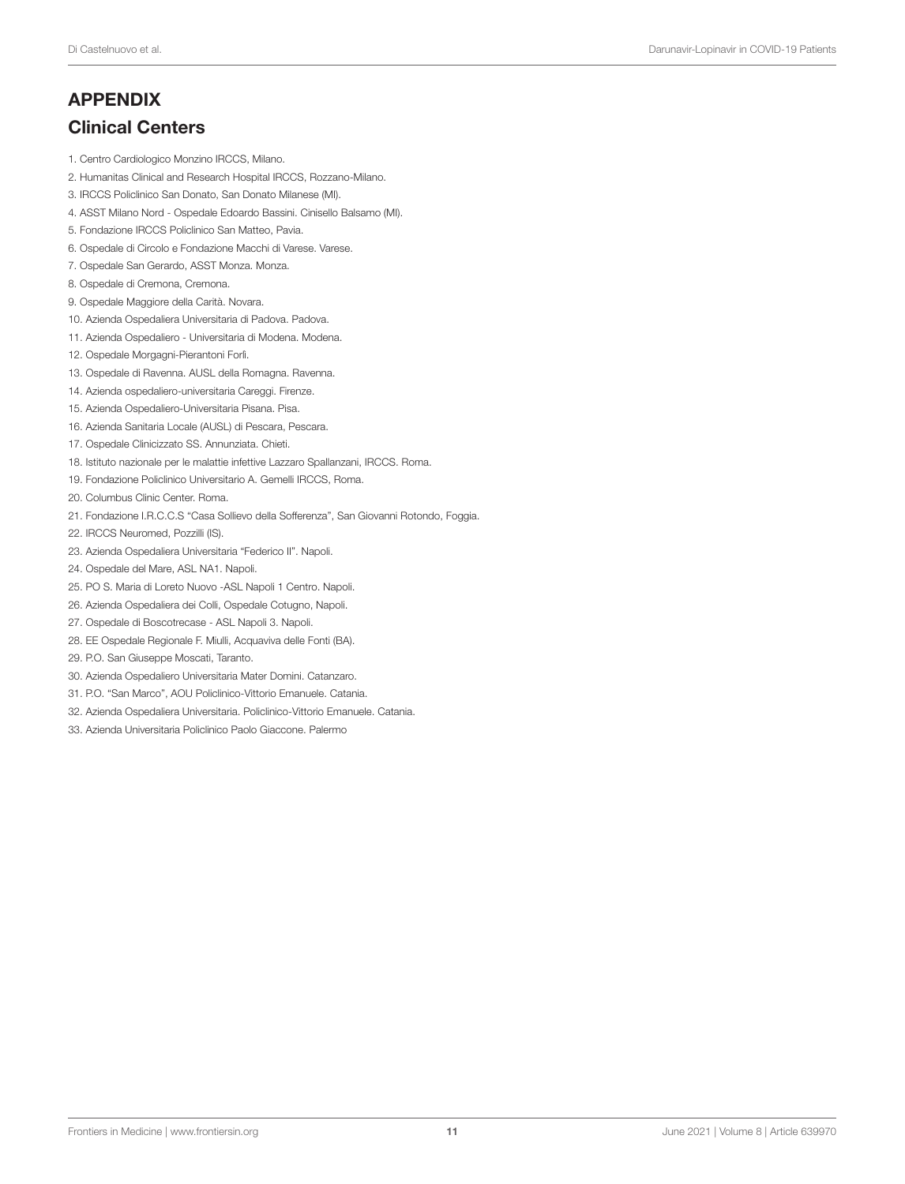# APPENDIX

## Clinical Centers

1. Centro Cardiologico Monzino IRCCS, Milano.
2. Humanitas Clinical and Research Hospital IRCCS, Rozzano-Milano.
3. IRCCS Policlinico San Donato, San Donato Milanese (MI).
4. ASST Milano Nord - Ospedale Edoardo Bassini. Cinisello Balsamo (MI).
5. Fondazione IRCCS Policlinico San Matteo, Pavia.
6. Ospedale di Circolo e Fondazione Macchi di Varese. Varese.
7. Ospedale San Gerardo, ASST Monza. Monza.
8. Ospedale di Cremona, Cremona.
9. Ospedale Maggiore della Carità. Novara.
10. Azienda Ospedaliera Universitaria di Padova. Padova.
11. Azienda Ospedaliero - Universitaria di Modena. Modena.
12. Ospedale Morgagni-Pierantoni Forlì.
13. Ospedale di Ravenna. AUSL della Romagna. Ravenna.
14. Azienda ospedaliero-universitaria Careggi. Firenze.
15. Azienda Ospedaliero-Universitaria Pisana. Pisa.
16. Azienda Sanitaria Locale (AUSL) di Pescara, Pescara.
17. Ospedale Clinicizzato SS. Annunziata. Chieti.
18. Istituto nazionale per le malattie infettive Lazzaro Spallanzani, IRCCS. Roma.
19. Fondazione Policlinico Universitario A. Gemelli IRCCS, Roma.
20. Columbus Clinic Center. Roma.
21. Fondazione I.R.C.C.S "Casa Sollievo della Sofferenza", San Giovanni Rotondo, Foggia.
22. IRCCS Neuromed, Pozzilli (IS).
23. Azienda Ospedaliera Universitaria "Federico II". Napoli.
24. Ospedale del Mare, ASL NA1. Napoli.
25. PO S. Maria di Loreto Nuovo -ASL Napoli 1 Centro. Napoli.
26. Azienda Ospedaliera dei Colli, Ospedale Cotugno, Napoli.
27. Ospedale di Boscotrecase - ASL Napoli 3. Napoli.
28. EE Ospedale Regionale F. Miulli, Acquaviva delle Fonti (BA).
29. P.O. San Giuseppe Moscati, Taranto.
30. Azienda Ospedaliero Universitaria Mater Domini. Catanzaro.
31. P.O. "San Marco", AOU Policlinico-Vittorio Emanuele. Catania.
32. Azienda Ospedaliera Universitaria. Policlinico-Vittorio Emanuele. Catania.
33. Azienda Universitaria Policlinico Paolo Giaccone. Palermo